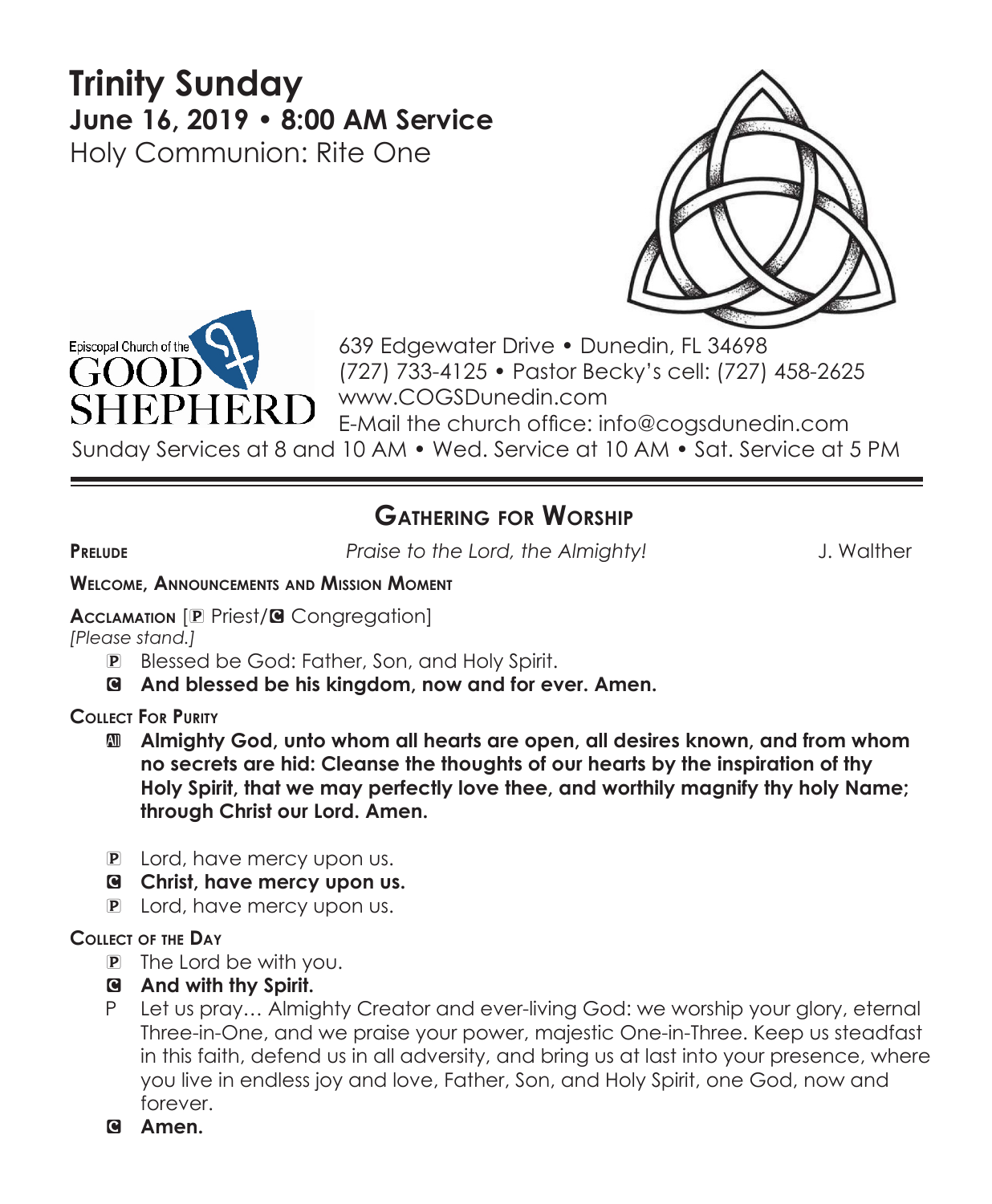# Trinity Sunday

## June 16, 2019 • 8:00 AM Service

Holy Communion: Rite One

Episcopal Church of the GOOD SHEPHERD

639 Edgewater Drive • Dunedin, FL 34698
(727) 733-4125 • Pastor Becky's cell: (727) 458-2625
www.COGSDunedin.com
E-Mail the church office: info@cogsdunedin.com

Sunday Services at 8 and 10 AM • Wed. Service at 10 AM • Sat. Service at 5 PM

---

## Gathering for Worship

**Prelude** *Praise to the Lord, the Almighty!* J. Walther

**Welcome, Announcements and Mission Moment**

**Acclamation** [P Priest/C Congregation]
*[Please stand.]*

P Blessed be God: Father, Son, and Holy Spirit.

**C And blessed be his kingdom, now and for ever. Amen.**

**Collect For Purity**

**All Almighty God, unto whom all hearts are open, all desires known, and from whom no secrets are hid: Cleanse the thoughts of our hearts by the inspiration of thy Holy Spirit, that we may perfectly love thee, and worthily magnify thy holy Name; through Christ our Lord. Amen.**

P Lord, have mercy upon us.

**C Christ, have mercy upon us.**

P Lord, have mercy upon us.

**Collect of the Day**

P The Lord be with you.

**C And with thy Spirit.**

P Let us pray… Almighty Creator and ever-living God: we worship your glory, eternal Three-in-One, and we praise your power, majestic One-in-Three. Keep us steadfast in this faith, defend us in all adversity, and bring us at last into your presence, where you live in endless joy and love, Father, Son, and Holy Spirit, one God, now and forever.

**C Amen.**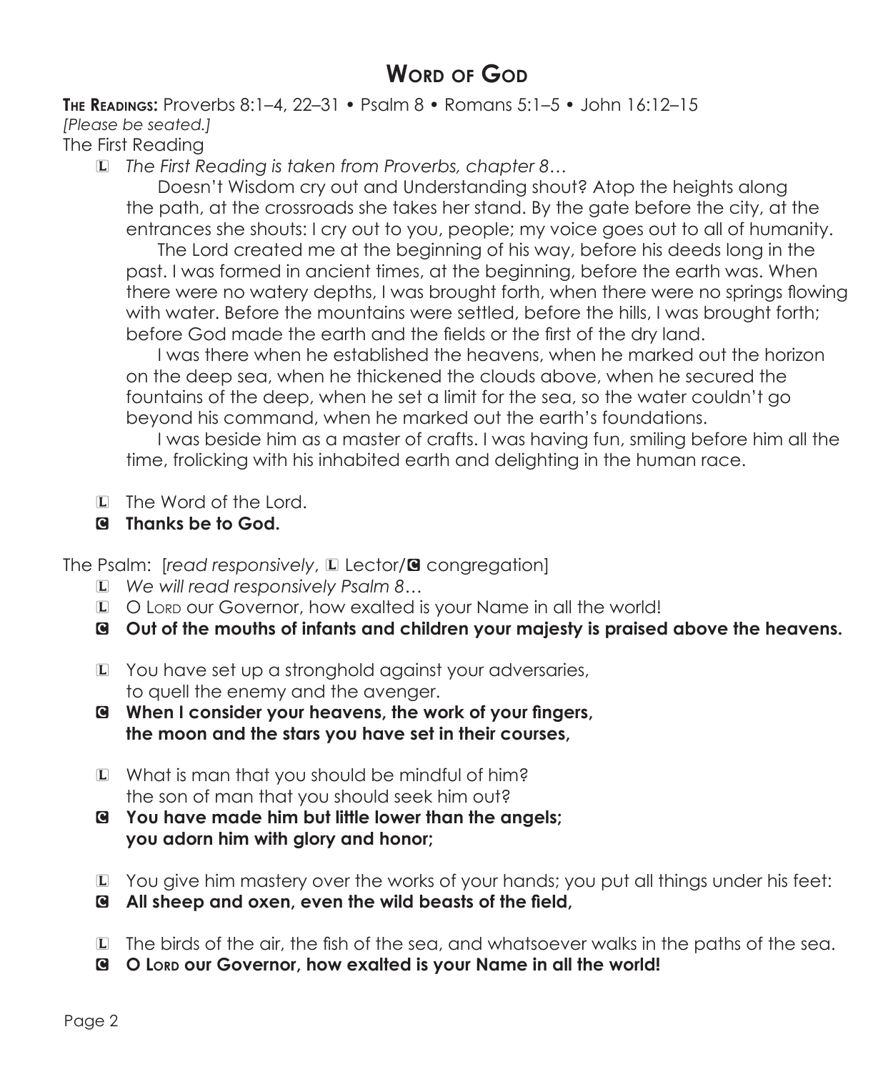# Word of God

**The Readings:** Proverbs 8:1–4, 22–31 • Psalm 8 • Romans 5:1–5 • John 16:12–15

*[Please be seated.]*

The First Reading

L *The First Reading is taken from Proverbs, chapter 8…*

Doesn't Wisdom cry out and Understanding shout? Atop the heights along the path, at the crossroads she takes her stand. By the gate before the city, at the entrances she shouts: I cry out to you, people; my voice goes out to all of humanity.

The Lord created me at the beginning of his way, before his deeds long in the past. I was formed in ancient times, at the beginning, before the earth was. When there were no watery depths, I was brought forth, when there were no springs flowing with water. Before the mountains were settled, before the hills, I was brought forth; before God made the earth and the fields or the first of the dry land.

I was there when he established the heavens, when he marked out the horizon on the deep sea, when he thickened the clouds above, when he secured the fountains of the deep, when he set a limit for the sea, so the water couldn't go beyond his command, when he marked out the earth's foundations.

I was beside him as a master of crafts. I was having fun, smiling before him all the time, frolicking with his inhabited earth and delighting in the human race.

L The Word of the Lord.

**C Thanks be to God.**

The Psalm: [*read responsively*, L Lector/C congregation]

L *We will read responsively Psalm 8…*

L O Lord our Governor, how exalted is your Name in all the world!

**C Out of the mouths of infants and children your majesty is praised above the heavens.**

L You have set up a stronghold against your adversaries,
to quell the enemy and the avenger.

**C When I consider your heavens, the work of your fingers,
the moon and the stars you have set in their courses,**

L What is man that you should be mindful of him?
the son of man that you should seek him out?

**C You have made him but little lower than the angels;
you adorn him with glory and honor;**

L You give him mastery over the works of your hands; you put all things under his feet:

**C All sheep and oxen, even the wild beasts of the field,**

L The birds of the air, the fish of the sea, and whatsoever walks in the paths of the sea.

**C O Lord our Governor, how exalted is your Name in all the world!**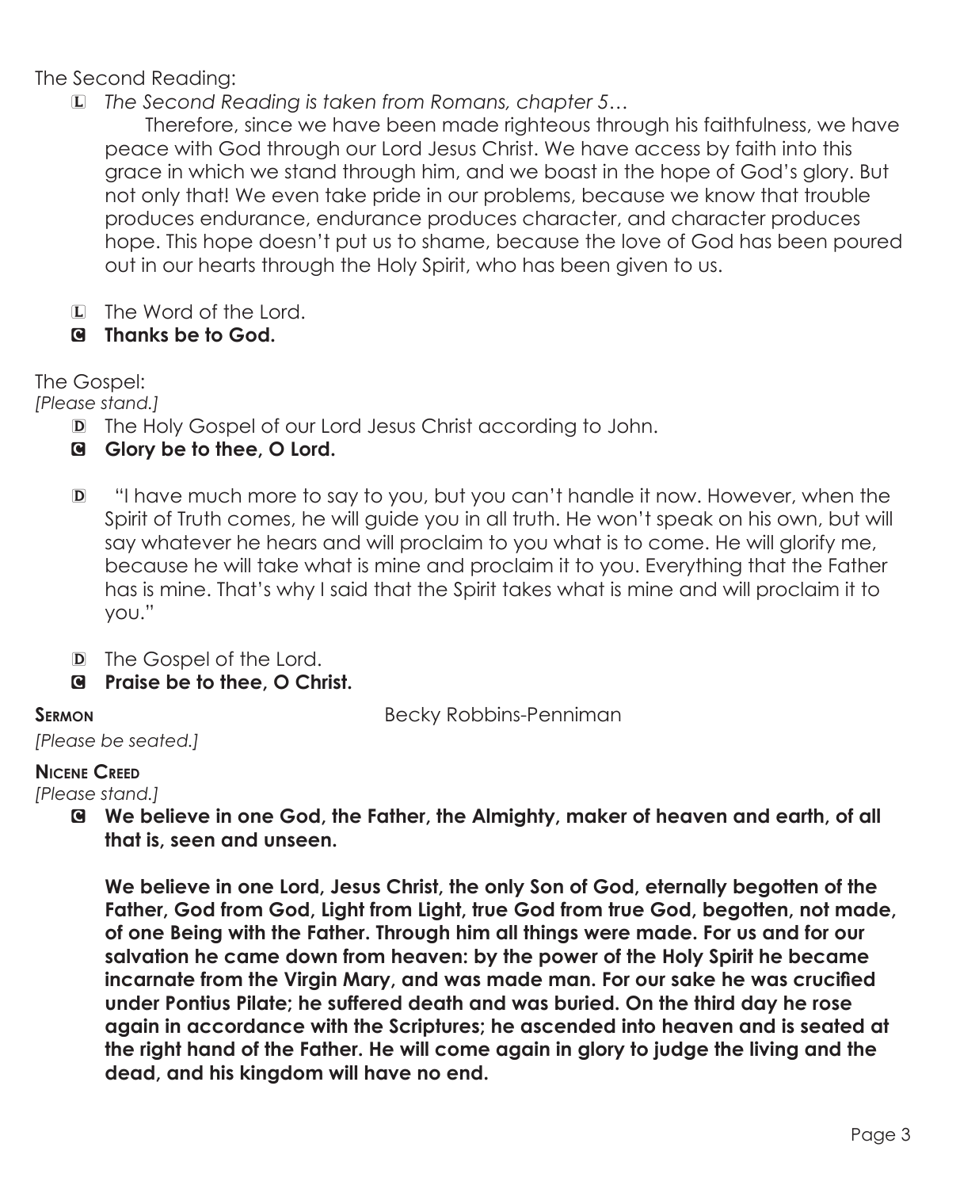The Second Reading:

L *The Second Reading is taken from Romans, chapter 5…*

Therefore, since we have been made righteous through his faithfulness, we have peace with God through our Lord Jesus Christ. We have access by faith into this grace in which we stand through him, and we boast in the hope of God's glory. But not only that! We even take pride in our problems, because we know that trouble produces endurance, endurance produces character, and character produces hope. This hope doesn't put us to shame, because the love of God has been poured out in our hearts through the Holy Spirit, who has been given to us.

L The Word of the Lord.

C **Thanks be to God.**

The Gospel:

*[Please stand.]*

D The Holy Gospel of our Lord Jesus Christ according to John.

C **Glory be to thee, O Lord.**

D "I have much more to say to you, but you can't handle it now. However, when the Spirit of Truth comes, he will guide you in all truth. He won't speak on his own, but will say whatever he hears and will proclaim to you what is to come. He will glorify me, because he will take what is mine and proclaim it to you. Everything that the Father has is mine. That's why I said that the Spirit takes what is mine and will proclaim it to you."

D The Gospel of the Lord.

C **Praise be to thee, O Christ.**

**Sermon** Becky Robbins-Penniman

*[Please be seated.]*

**Nicene Creed**

*[Please stand.]*

C **We believe in one God, the Father, the Almighty, maker of heaven and earth, of all that is, seen and unseen.**

**We believe in one Lord, Jesus Christ, the only Son of God, eternally begotten of the Father, God from God, Light from Light, true God from true God, begotten, not made, of one Being with the Father. Through him all things were made. For us and for our salvation he came down from heaven: by the power of the Holy Spirit he became incarnate from the Virgin Mary, and was made man. For our sake he was crucified under Pontius Pilate; he suffered death and was buried. On the third day he rose again in accordance with the Scriptures; he ascended into heaven and is seated at the right hand of the Father. He will come again in glory to judge the living and the dead, and his kingdom will have no end.**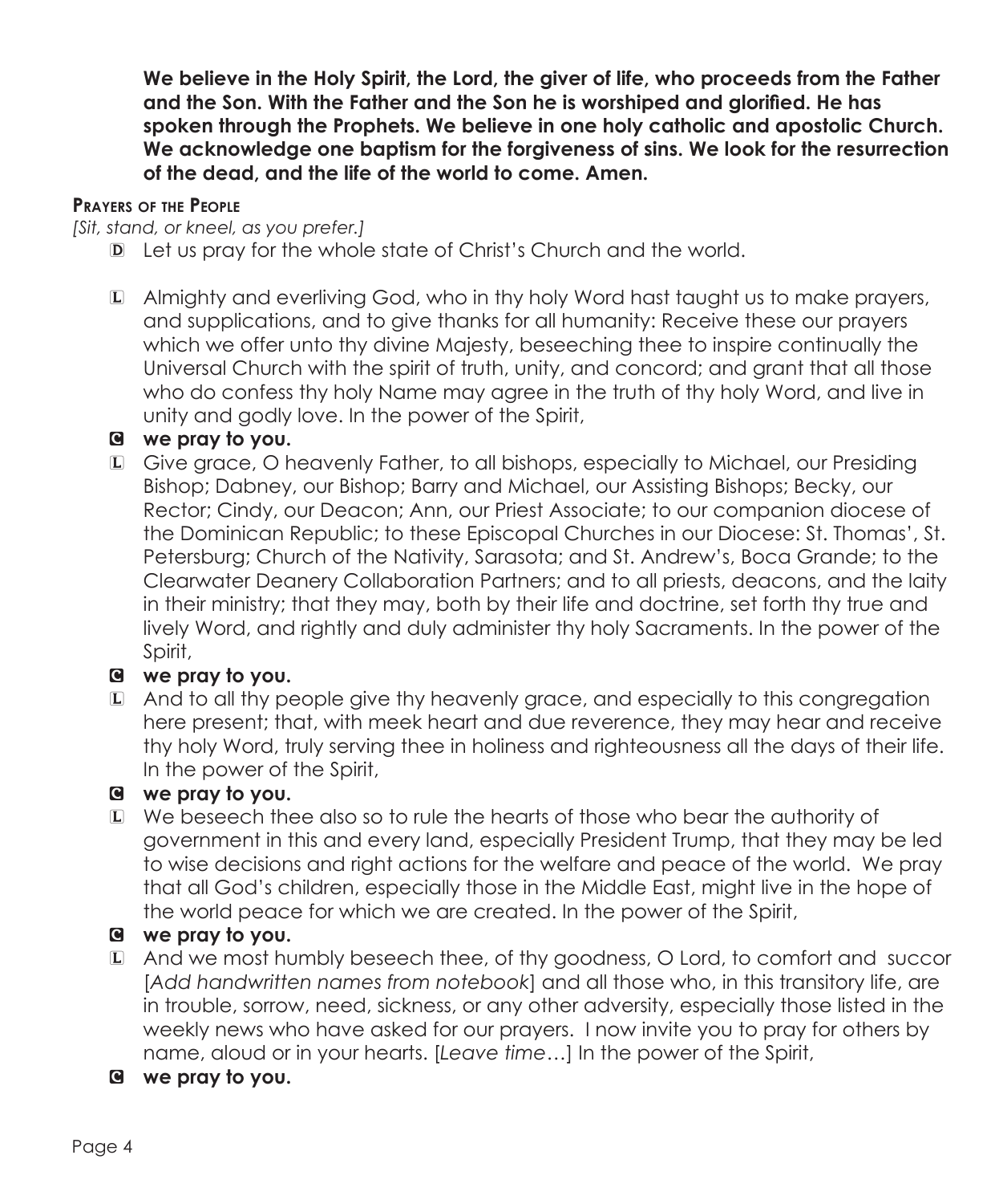**We believe in the Holy Spirit, the Lord, the giver of life, who proceeds from the Father and the Son. With the Father and the Son he is worshiped and glorified. He has spoken through the Prophets. We believe in one holy catholic and apostolic Church. We acknowledge one baptism for the forgiveness of sins. We look for the resurrection of the dead, and the life of the world to come. Amen.**

**Prayers of the People**

*[Sit, stand, or kneel, as you prefer.]*

D Let us pray for the whole state of Christ's Church and the world.

L Almighty and everliving God, who in thy holy Word hast taught us to make prayers, and supplications, and to give thanks for all humanity: Receive these our prayers which we offer unto thy divine Majesty, beseeching thee to inspire continually the Universal Church with the spirit of truth, unity, and concord; and grant that all those who do confess thy holy Name may agree in the truth of thy holy Word, and live in unity and godly love. In the power of the Spirit,

C **we pray to you.**

L Give grace, O heavenly Father, to all bishops, especially to Michael, our Presiding Bishop; Dabney, our Bishop; Barry and Michael, our Assisting Bishops; Becky, our Rector; Cindy, our Deacon; Ann, our Priest Associate; to our companion diocese of the Dominican Republic; to these Episcopal Churches in our Diocese: St. Thomas', St. Petersburg; Church of the Nativity, Sarasota; and St. Andrew's, Boca Grande; to the Clearwater Deanery Collaboration Partners; and to all priests, deacons, and the laity in their ministry; that they may, both by their life and doctrine, set forth thy true and lively Word, and rightly and duly administer thy holy Sacraments. In the power of the Spirit,

C **we pray to you.**

L And to all thy people give thy heavenly grace, and especially to this congregation here present; that, with meek heart and due reverence, they may hear and receive thy holy Word, truly serving thee in holiness and righteousness all the days of their life. In the power of the Spirit,

C **we pray to you.**

L We beseech thee also so to rule the hearts of those who bear the authority of government in this and every land, especially President Trump, that they may be led to wise decisions and right actions for the welfare and peace of the world. We pray that all God's children, especially those in the Middle East, might live in the hope of the world peace for which we are created. In the power of the Spirit,

C **we pray to you.**

L And we most humbly beseech thee, of thy goodness, O Lord, to comfort and succor [*Add handwritten names from notebook*] and all those who, in this transitory life, are in trouble, sorrow, need, sickness, or any other adversity, especially those listed in the weekly news who have asked for our prayers. I now invite you to pray for others by name, aloud or in your hearts. [*Leave time*…] In the power of the Spirit,

C **we pray to you.**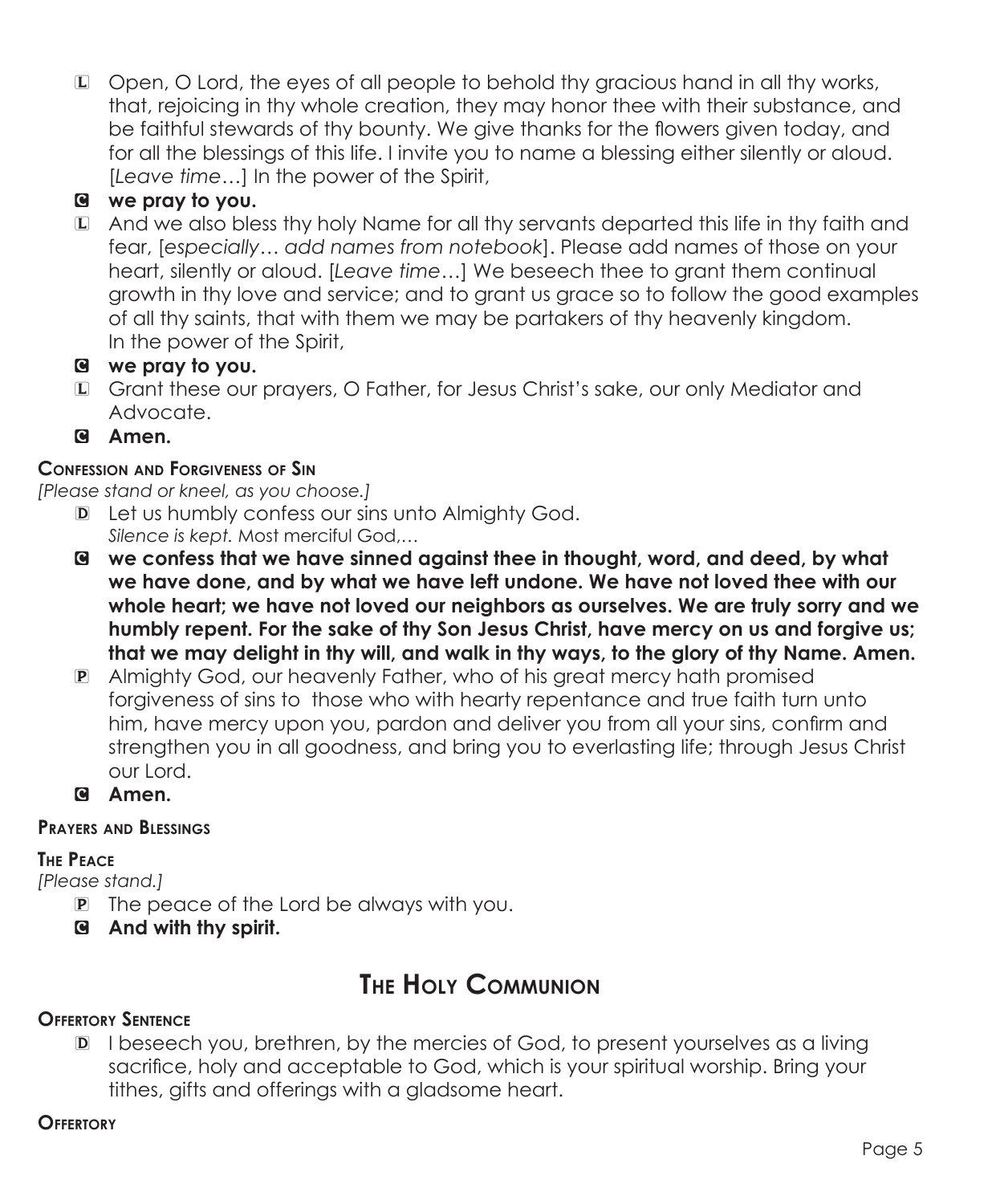L Open, O Lord, the eyes of all people to behold thy gracious hand in all thy works, that, rejoicing in thy whole creation, they may honor thee with their substance, and be faithful stewards of thy bounty. We give thanks for the flowers given today, and for all the blessings of this life. I invite you to name a blessing either silently or aloud. [*Leave time*…] In the power of the Spirit,

C **we pray to you.**

L And we also bless thy holy Name for all thy servants departed this life in thy faith and fear, [*especially… add names from notebook*]. Please add names of those on your heart, silently or aloud. [*Leave time*…] We beseech thee to grant them continual growth in thy love and service; and to grant us grace so to follow the good examples of all thy saints, that with them we may be partakers of thy heavenly kingdom. In the power of the Spirit,

C **we pray to you.**

L Grant these our prayers, O Father, for Jesus Christ's sake, our only Mediator and Advocate.

C **Amen.**

### Confession and Forgiveness of Sin

*[Please stand or kneel, as you choose.]*

D Let us humbly confess our sins unto Almighty God.
*Silence is kept.* Most merciful God,…

C **we confess that we have sinned against thee in thought, word, and deed, by what we have done, and by what we have left undone. We have not loved thee with our whole heart; we have not loved our neighbors as ourselves. We are truly sorry and we humbly repent. For the sake of thy Son Jesus Christ, have mercy on us and forgive us; that we may delight in thy will, and walk in thy ways, to the glory of thy Name. Amen.**

P Almighty God, our heavenly Father, who of his great mercy hath promised forgiveness of sins to those who with hearty repentance and true faith turn unto him, have mercy upon you, pardon and deliver you from all your sins, confirm and strengthen you in all goodness, and bring you to everlasting life; through Jesus Christ our Lord.

C **Amen.**

### Prayers and Blessings

### The Peace

*[Please stand.]*

P The peace of the Lord be always with you.

C **And with thy spirit.**

## The Holy Communion

### Offertory Sentence

D I beseech you, brethren, by the mercies of God, to present yourselves as a living sacrifice, holy and acceptable to God, which is your spiritual worship. Bring your tithes, gifts and offerings with a gladsome heart.

### Offertory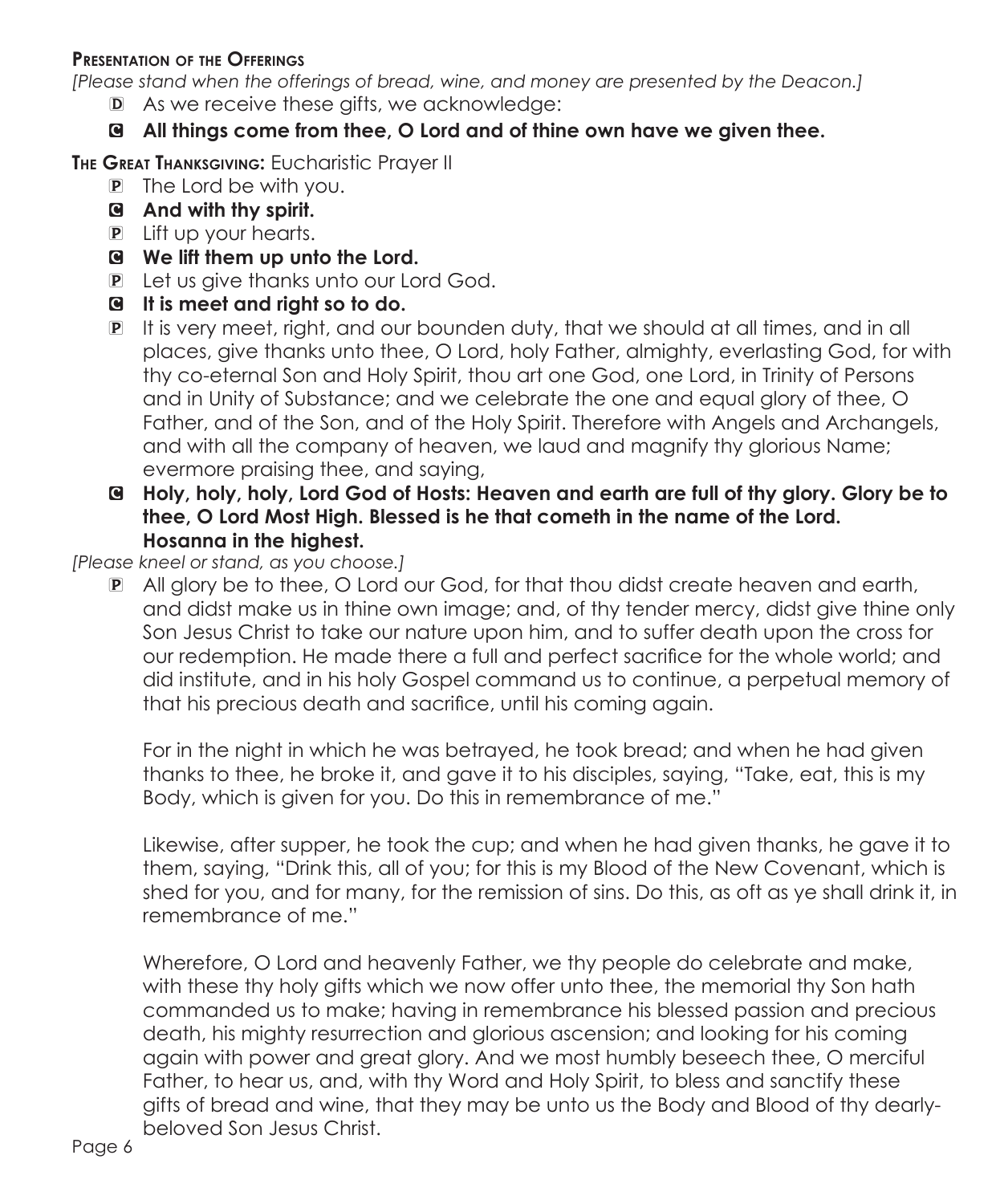**Presentation of the Offerings**

*[Please stand when the offerings of bread, wine, and money are presented by the Deacon.]*

D As we receive these gifts, we acknowledge:

C **All things come from thee, O Lord and of thine own have we given thee.**

**The Great Thanksgiving:** Eucharistic Prayer II

P The Lord be with you.

C **And with thy spirit.**

P Lift up your hearts.

C **We lift them up unto the Lord.**

P Let us give thanks unto our Lord God.

C **It is meet and right so to do.**

P It is very meet, right, and our bounden duty, that we should at all times, and in all places, give thanks unto thee, O Lord, holy Father, almighty, everlasting God, for with thy co-eternal Son and Holy Spirit, thou art one God, one Lord, in Trinity of Persons and in Unity of Substance; and we celebrate the one and equal glory of thee, O Father, and of the Son, and of the Holy Spirit. Therefore with Angels and Archangels, and with all the company of heaven, we laud and magnify thy glorious Name; evermore praising thee, and saying,

C **Holy, holy, holy, Lord God of Hosts: Heaven and earth are full of thy glory. Glory be to thee, O Lord Most High. Blessed is he that cometh in the name of the Lord. Hosanna in the highest.**

*[Please kneel or stand, as you choose.]*

P All glory be to thee, O Lord our God, for that thou didst create heaven and earth, and didst make us in thine own image; and, of thy tender mercy, didst give thine only Son Jesus Christ to take our nature upon him, and to suffer death upon the cross for our redemption. He made there a full and perfect sacrifice for the whole world; and did institute, and in his holy Gospel command us to continue, a perpetual memory of that his precious death and sacrifice, until his coming again.

For in the night in which he was betrayed, he took bread; and when he had given thanks to thee, he broke it, and gave it to his disciples, saying, "Take, eat, this is my Body, which is given for you. Do this in remembrance of me."

Likewise, after supper, he took the cup; and when he had given thanks, he gave it to them, saying, "Drink this, all of you; for this is my Blood of the New Covenant, which is shed for you, and for many, for the remission of sins. Do this, as oft as ye shall drink it, in remembrance of me."

Wherefore, O Lord and heavenly Father, we thy people do celebrate and make, with these thy holy gifts which we now offer unto thee, the memorial thy Son hath commanded us to make; having in remembrance his blessed passion and precious death, his mighty resurrection and glorious ascension; and looking for his coming again with power and great glory. And we most humbly beseech thee, O merciful Father, to hear us, and, with thy Word and Holy Spirit, to bless and sanctify these gifts of bread and wine, that they may be unto us the Body and Blood of thy dearly-beloved Son Jesus Christ.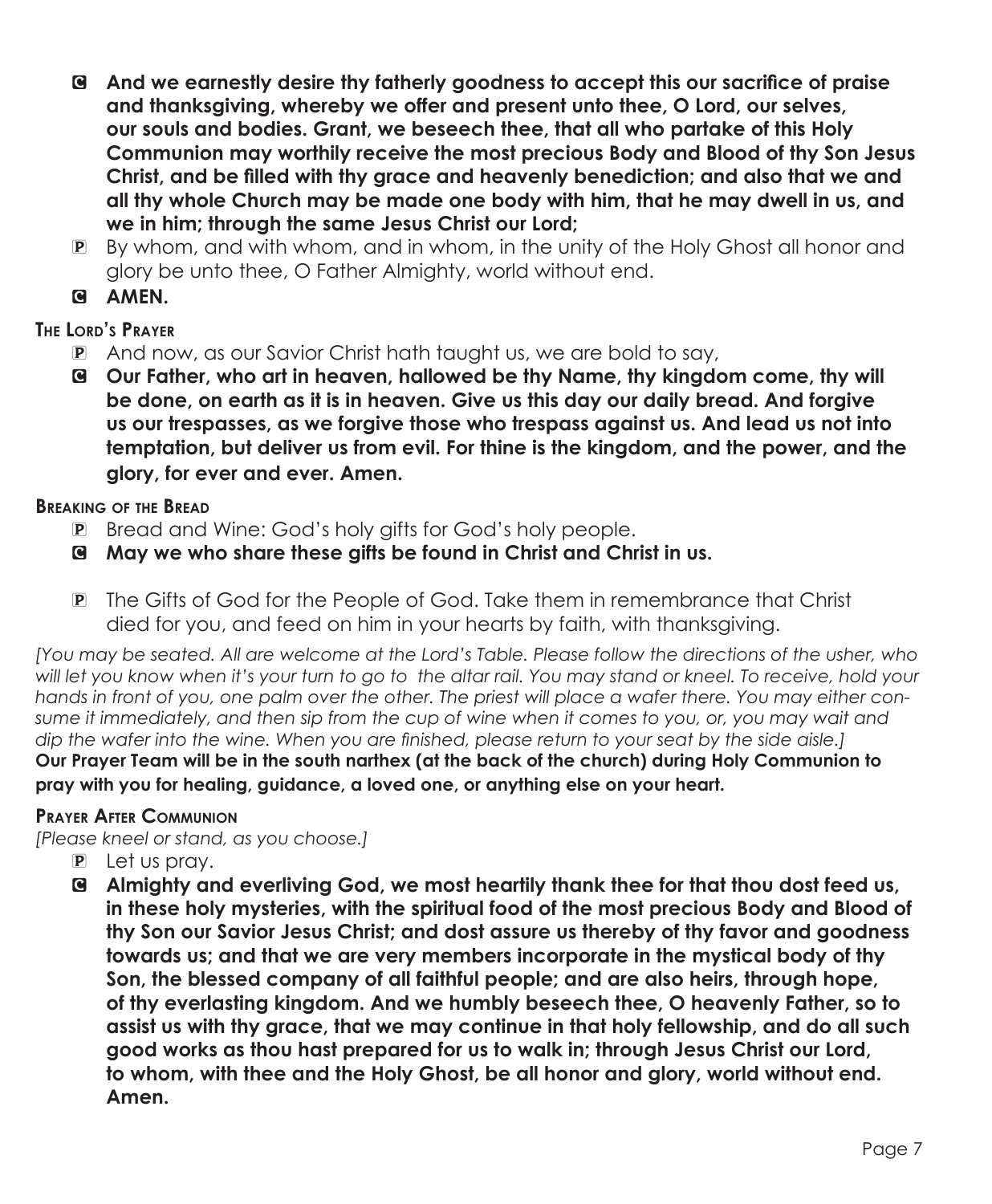**C** **And we earnestly desire thy fatherly goodness to accept this our sacrifice of praise and thanksgiving, whereby we offer and present unto thee, O Lord, our selves, our souls and bodies. Grant, we beseech thee, that all who partake of this Holy Communion may worthily receive the most precious Body and Blood of thy Son Jesus Christ, and be filled with thy grace and heavenly benediction; and also that we and all thy whole Church may be made one body with him, that he may dwell in us, and we in him; through the same Jesus Christ our Lord;**

**P** By whom, and with whom, and in whom, in the unity of the Holy Ghost all honor and glory be unto thee, O Father Almighty, world without end.

**C** **AMEN.**

### The Lord's Prayer

**P** And now, as our Savior Christ hath taught us, we are bold to say,

**C** **Our Father, who art in heaven, hallowed be thy Name, thy kingdom come, thy will be done, on earth as it is in heaven. Give us this day our daily bread. And forgive us our trespasses, as we forgive those who trespass against us. And lead us not into temptation, but deliver us from evil. For thine is the kingdom, and the power, and the glory, for ever and ever. Amen.**

### Breaking of the Bread

**P** Bread and Wine: God's holy gifts for God's holy people.

**C** **May we who share these gifts be found in Christ and Christ in us.**

**P** The Gifts of God for the People of God. Take them in remembrance that Christ died for you, and feed on him in your hearts by faith, with thanksgiving.

*[You may be seated. All are welcome at the Lord's Table. Please follow the directions of the usher, who will let you know when it's your turn to go to the altar rail. You may stand or kneel. To receive, hold your hands in front of you, one palm over the other. The priest will place a wafer there. You may either consume it immediately, and then sip from the cup of wine when it comes to you, or, you may wait and dip the wafer into the wine. When you are finished, please return to your seat by the side aisle.]*

**Our Prayer Team will be in the south narthex (at the back of the church) during Holy Communion to pray with you for healing, guidance, a loved one, or anything else on your heart.**

### Prayer After Communion

*[Please kneel or stand, as you choose.]*

**P** Let us pray.

**C** **Almighty and everliving God, we most heartily thank thee for that thou dost feed us, in these holy mysteries, with the spiritual food of the most precious Body and Blood of thy Son our Savior Jesus Christ; and dost assure us thereby of thy favor and goodness towards us; and that we are very members incorporate in the mystical body of thy Son, the blessed company of all faithful people; and are also heirs, through hope, of thy everlasting kingdom. And we humbly beseech thee, O heavenly Father, so to assist us with thy grace, that we may continue in that holy fellowship, and do all such good works as thou hast prepared for us to walk in; through Jesus Christ our Lord, to whom, with thee and the Holy Ghost, be all honor and glory, world without end. Amen.**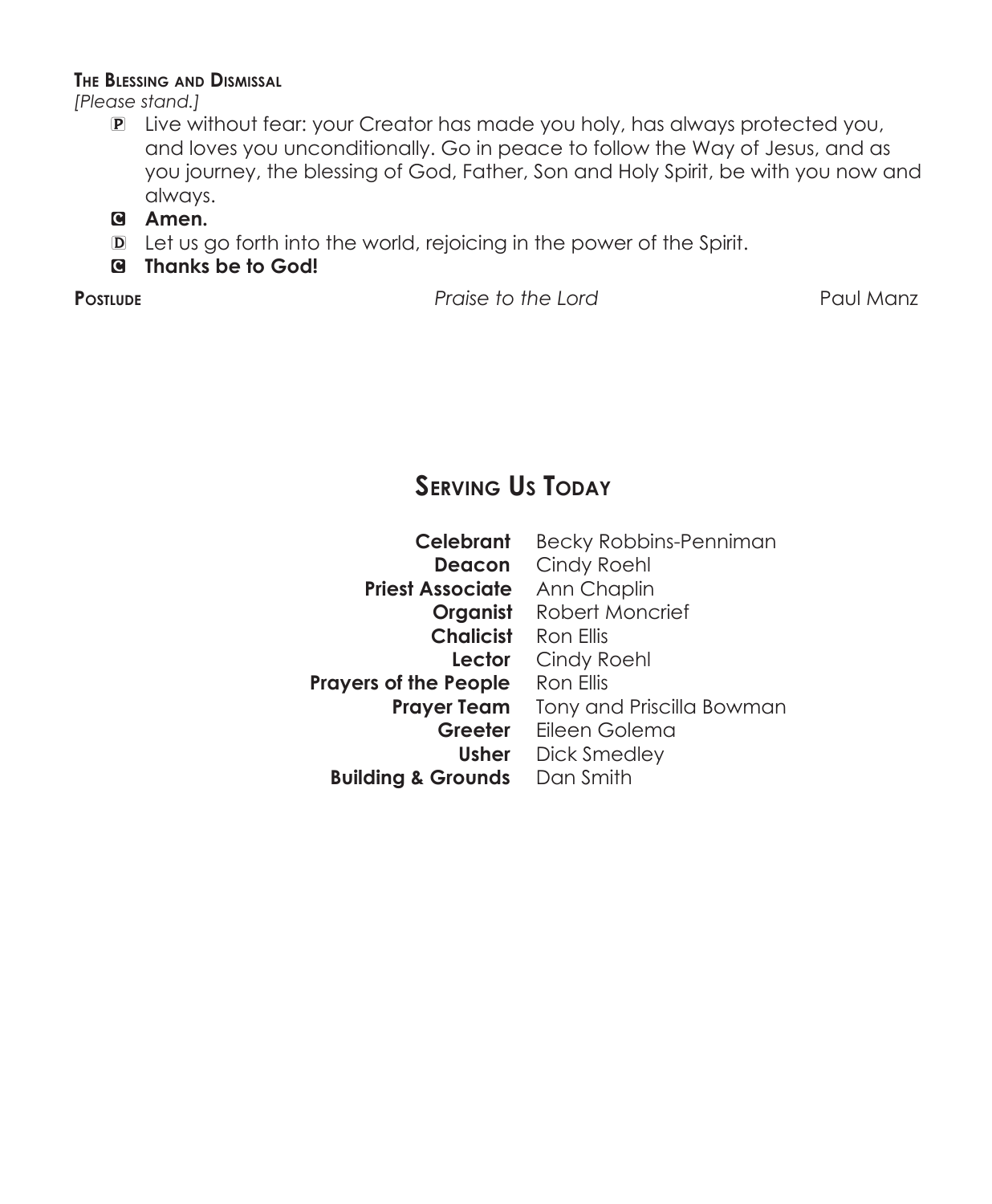**The Blessing and Dismissal**

*[Please stand.]*

P Live without fear: your Creator has made you holy, has always protected you, and loves you unconditionally. Go in peace to follow the Way of Jesus, and as you journey, the blessing of God, Father, Son and Holy Spirit, be with you now and always.

C **Amen.**

D Let us go forth into the world, rejoicing in the power of the Spirit.

C **Thanks be to God!**

**Postlude** *Praise to the Lord* Paul Manz

## Serving Us Today

| | |
|---|---|
| **Celebrant** | Becky Robbins-Penniman |
| **Deacon** | Cindy Roehl |
| **Priest Associate** | Ann Chaplin |
| **Organist** | Robert Moncrief |
| **Chalicist** | Ron Ellis |
| **Lector** | Cindy Roehl |
| **Prayers of the People** | Ron Ellis |
| **Prayer Team** | Tony and Priscilla Bowman |
| **Greeter** | Eileen Golema |
| **Usher** | Dick Smedley |
| **Building & Grounds** | Dan Smith |